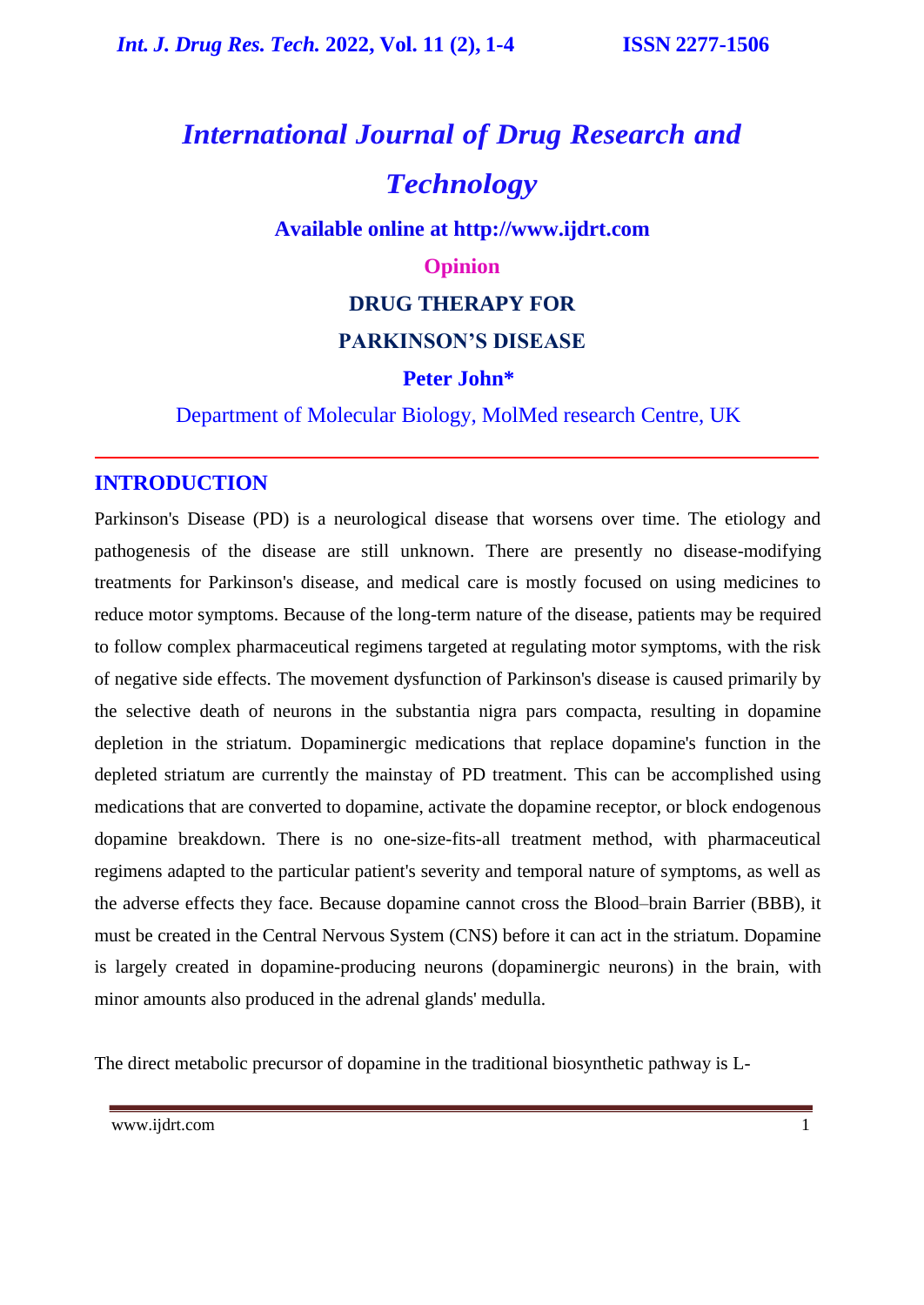# *International Journal of Drug Research and Technology*

**Available online at http://www.ijdrt.com**

**Opinion**

## DRUG THERAPY FOR PARKINSON'S DISEASE

**Peter John***

Department of Molecular Biology, MolMed research Centre, UK

## INTRODUCTION

Parkinson's Disease (PD) is a neurological disease that worsens over time. The etiology and pathogenesis of the disease are still unknown. There are presently no disease-modifying treatments for Parkinson's disease, and medical care is mostly focused on using medicines to reduce motor symptoms. Because of the long-term nature of the disease, patients may be required to follow complex pharmaceutical regimens targeted at regulating motor symptoms, with the risk of negative side effects. The movement dysfunction of Parkinson's disease is caused primarily by the selective death of neurons in the substantia nigra pars compacta, resulting in dopamine depletion in the striatum. Dopaminergic medications that replace dopamine's function in the depleted striatum are currently the mainstay of PD treatment. This can be accomplished using medications that are converted to dopamine, activate the dopamine receptor, or block endogenous dopamine breakdown. There is no one-size-fits-all treatment method, with pharmaceutical regimens adapted to the particular patient's severity and temporal nature of symptoms, as well as the adverse effects they face. Because dopamine cannot cross the Blood–brain Barrier (BBB), it must be created in the Central Nervous System (CNS) before it can act in the striatum. Dopamine is largely created in dopamine-producing neurons (dopaminergic neurons) in the brain, with minor amounts also produced in the adrenal glands' medulla.

The direct metabolic precursor of dopamine in the traditional biosynthetic pathway is L-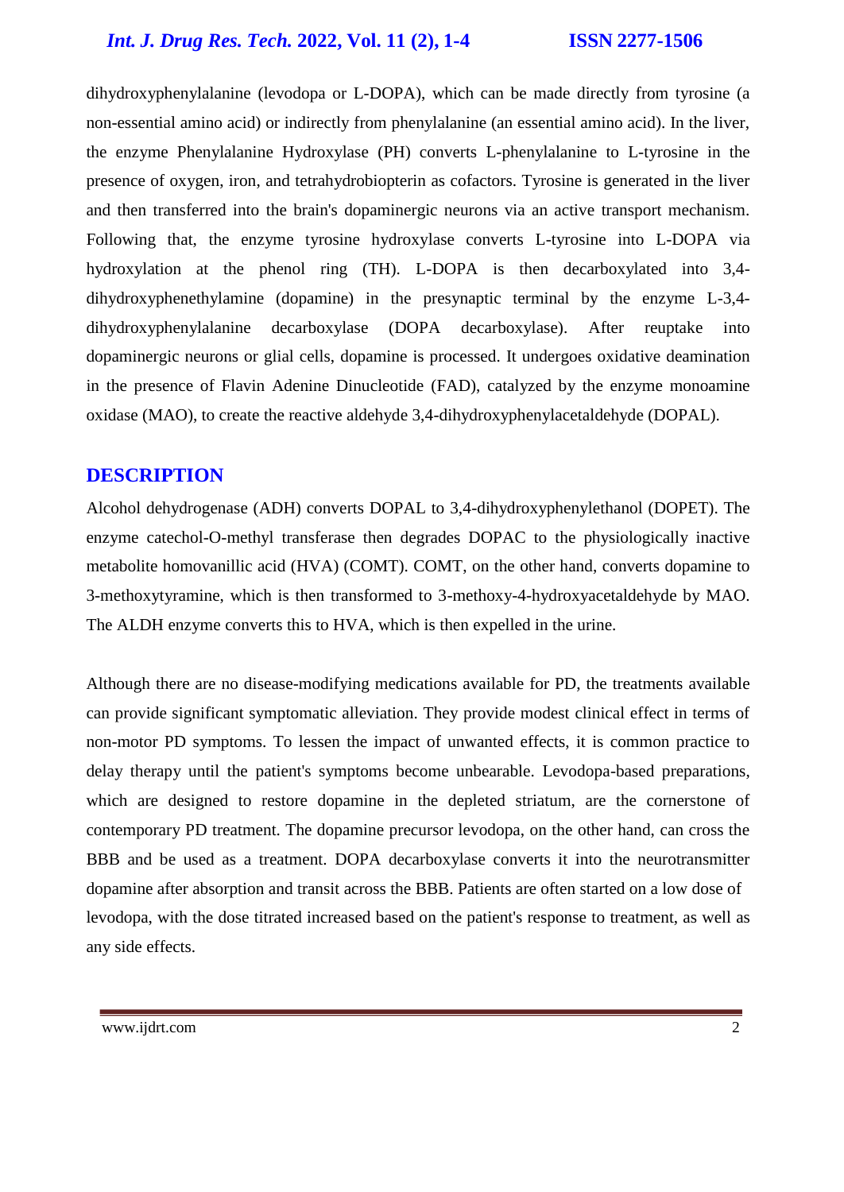dihydroxyphenylalanine (levodopa or L-DOPA), which can be made directly from tyrosine (a non-essential amino acid) or indirectly from phenylalanine (an essential amino acid). In the liver, the enzyme Phenylalanine Hydroxylase (PH) converts L-phenylalanine to L-tyrosine in the presence of oxygen, iron, and tetrahydrobiopterin as cofactors. Tyrosine is generated in the liver and then transferred into the brain's dopaminergic neurons via an active transport mechanism. Following that, the enzyme tyrosine hydroxylase converts L-tyrosine into L-DOPA via hydroxylation at the phenol ring (TH). L-DOPA is then decarboxylated into 3,4-dihydroxyphenethylamine (dopamine) in the presynaptic terminal by the enzyme L-3,4-dihydroxyphenylalanine decarboxylase (DOPA decarboxylase). After reuptake into dopaminergic neurons or glial cells, dopamine is processed. It undergoes oxidative deamination in the presence of Flavin Adenine Dinucleotide (FAD), catalyzed by the enzyme monoamine oxidase (MAO), to create the reactive aldehyde 3,4-dihydroxyphenylacetaldehyde (DOPAL).

## DESCRIPTION

Alcohol dehydrogenase (ADH) converts DOPAL to 3,4-dihydroxyphenylethanol (DOPET). The enzyme catechol-O-methyl transferase then degrades DOPAC to the physiologically inactive metabolite homovanillic acid (HVA) (COMT). COMT, on the other hand, converts dopamine to 3-methoxytyramine, which is then transformed to 3-methoxy-4-hydroxyacetaldehyde by MAO. The ALDH enzyme converts this to HVA, which is then expelled in the urine.

Although there are no disease-modifying medications available for PD, the treatments available can provide significant symptomatic alleviation. They provide modest clinical effect in terms of non-motor PD symptoms. To lessen the impact of unwanted effects, it is common practice to delay therapy until the patient's symptoms become unbearable. Levodopa-based preparations, which are designed to restore dopamine in the depleted striatum, are the cornerstone of contemporary PD treatment. The dopamine precursor levodopa, on the other hand, can cross the BBB and be used as a treatment. DOPA decarboxylase converts it into the neurotransmitter dopamine after absorption and transit across the BBB. Patients are often started on a low dose of levodopa, with the dose titrated increased based on the patient's response to treatment, as well as any side effects.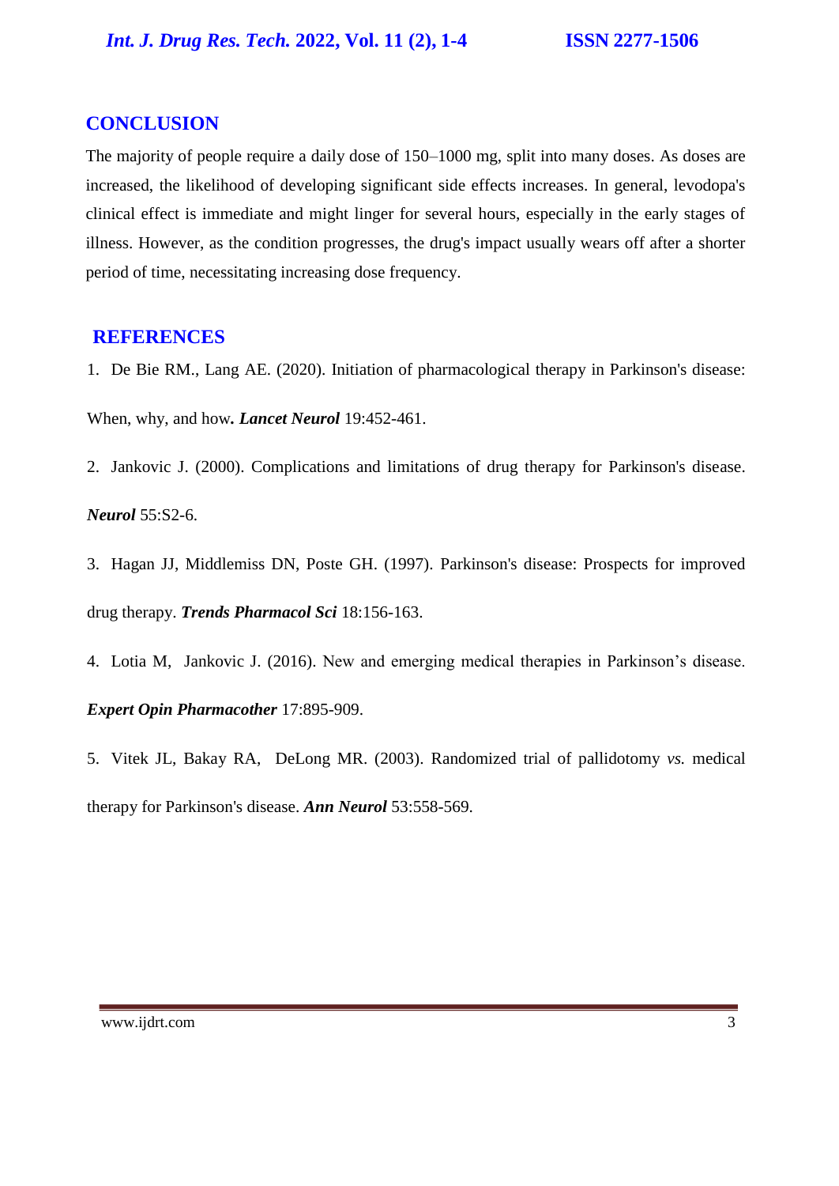## CONCLUSION

The majority of people require a daily dose of 150–1000 mg, split into many doses. As doses are increased, the likelihood of developing significant side effects increases. In general, levodopa's clinical effect is immediate and might linger for several hours, especially in the early stages of illness. However, as the condition progresses, the drug's impact usually wears off after a shorter period of time, necessitating increasing dose frequency.

## REFERENCES

1. De Bie RM., Lang AE. (2020). Initiation of pharmacological therapy in Parkinson's disease: When, why, and how**.** ***Lancet Neurol*** 19:452-461.

2. Jankovic J. (2000). Complications and limitations of drug therapy for Parkinson's disease. ***Neurol*** 55:S2-6.

3. Hagan JJ, Middlemiss DN, Poste GH. (1997). Parkinson's disease: Prospects for improved drug therapy. ***Trends Pharmacol Sci*** 18:156-163.

4. Lotia M, Jankovic J. (2016). New and emerging medical therapies in Parkinson's disease. ***Expert Opin Pharmacother*** 17:895-909.

5. Vitek JL, Bakay RA, DeLong MR. (2003). Randomized trial of pallidotomy *vs.* medical therapy for Parkinson's disease. ***Ann Neurol*** 53:558-569.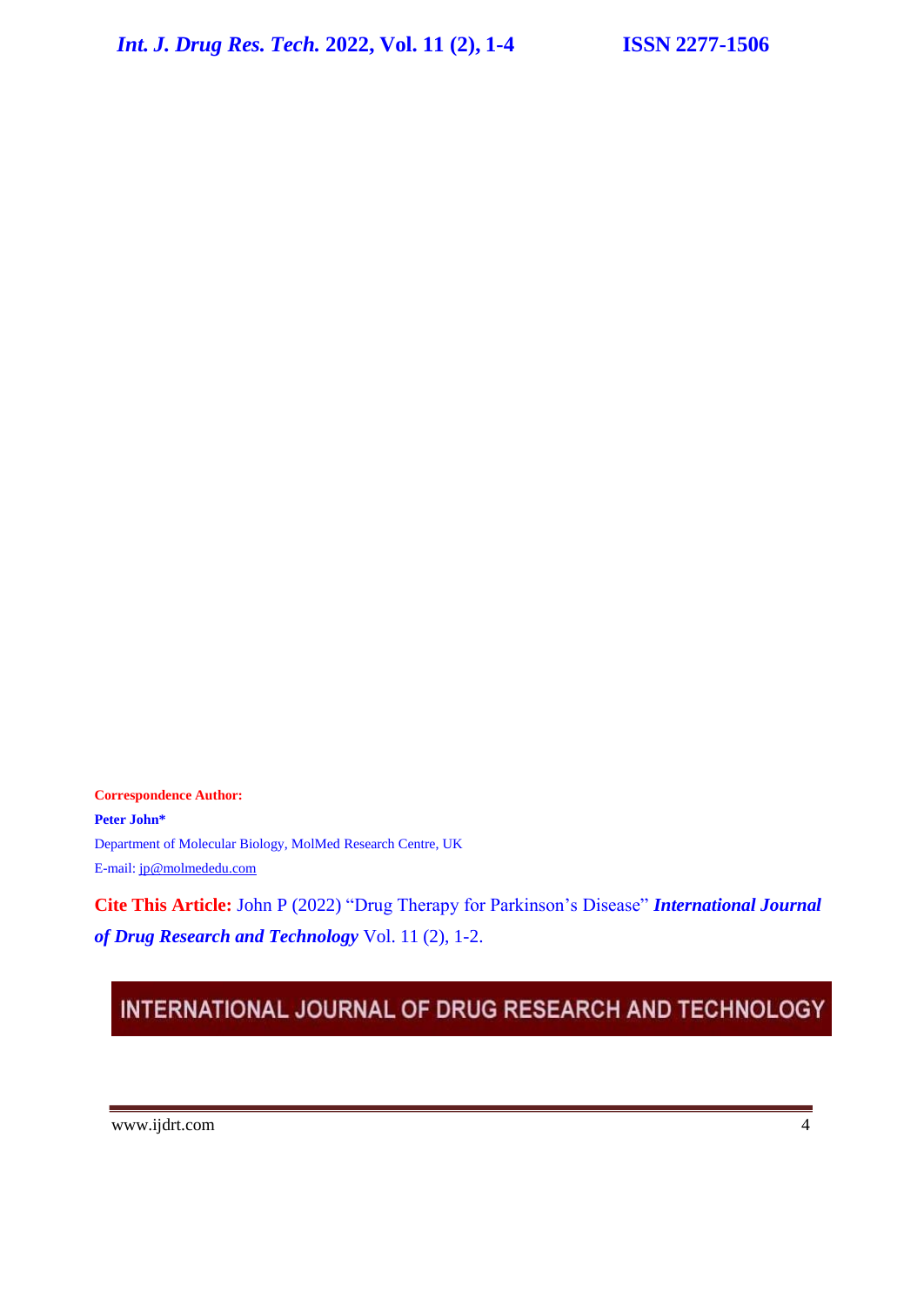**Correspondence Author:**

**Peter John***

Department of Molecular Biology, MolMed Research Centre, UK

E-mail: jp@molmededu.com

**Cite This Article:** John P (2022) "Drug Therapy for Parkinson's Disease" ***International Journal of Drug Research and Technology*** Vol. 11 (2), 1-2.

INTERNATIONAL JOURNAL OF DRUG RESEARCH AND TECHNOLOGY